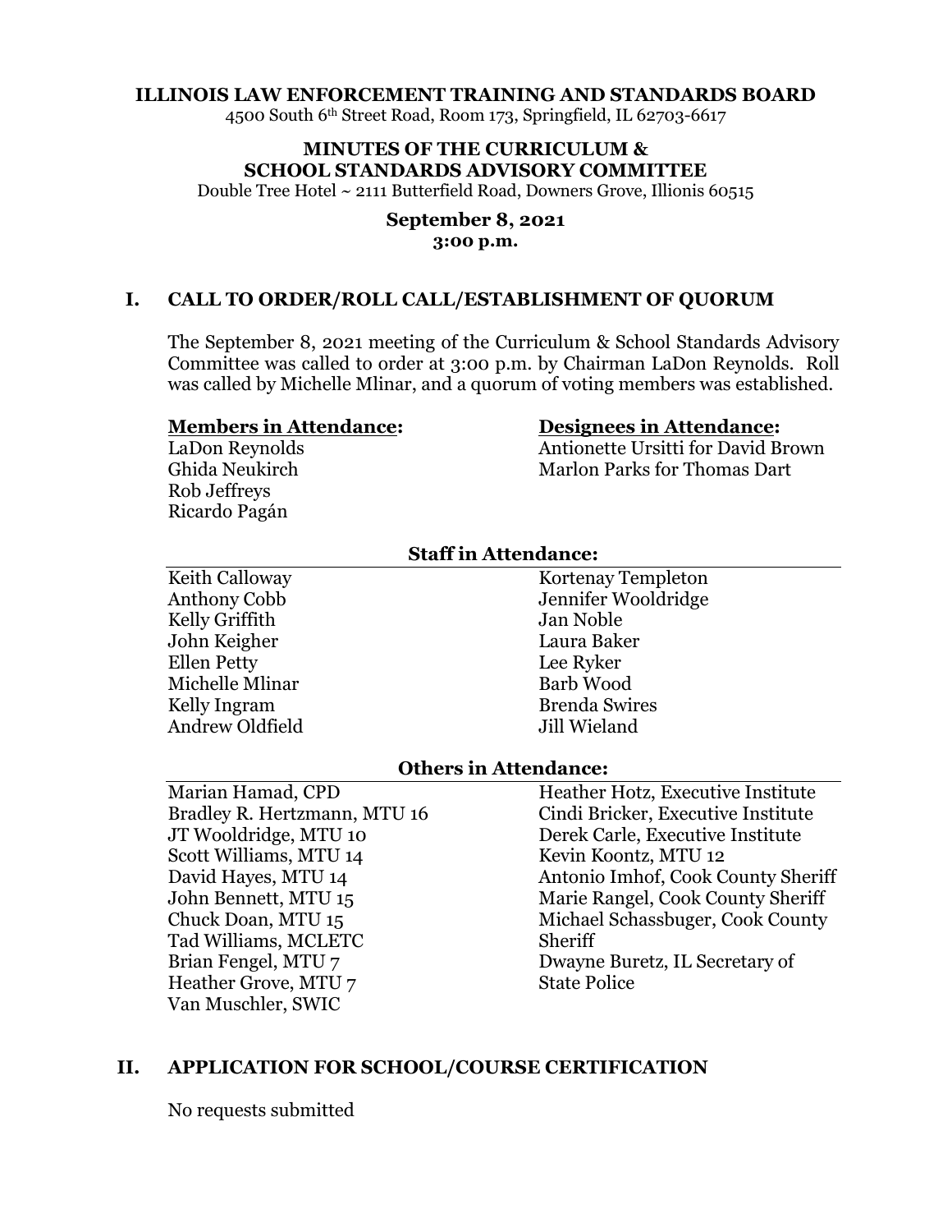**ILLINOIS LAW ENFORCEMENT TRAINING AND STANDARDS BOARD**

4500 South 6th Street Road, Room 173, Springfield, IL 62703-6617

**MINUTES OF THE CURRICULUM & SCHOOL STANDARDS ADVISORY COMMITTEE**

Double Tree Hotel ~ 2111 Butterfield Road, Downers Grove, Illinois 60515

**September 8, 2021**
**3:00 p.m.**

## I. CALL TO ORDER/ROLL CALL/ESTABLISHMENT OF QUORUM

The September 8, 2021 meeting of the Curriculum & School Standards Advisory Committee was called to order at 3:00 p.m. by Chairman LaDon Reynolds. Roll was called by Michelle Mlinar, and a quorum of voting members was established.

**Members in Attendance:**

LaDon Reynolds
Ghida Neukirch
Rob Jeffreys
Ricardo Pagán

**Designees in Attendance:**

Antionette Ursitti for David Brown
Marlon Parks for Thomas Dart

**Staff in Attendance:**

| | |
|---|---|
| Keith Calloway | Kortenay Templeton |
| Anthony Cobb | Jennifer Wooldridge |
| Kelly Griffith | Jan Noble |
| John Keigher | Laura Baker |
| Ellen Petty | Lee Ryker |
| Michelle Mlinar | Barb Wood |
| Kelly Ingram | Brenda Swires |
| Andrew Oldfield | Jill Wieland |

**Others in Attendance:**

| | |
|---|---|
| Marian Hamad, CPD | Heather Hotz, Executive Institute |
| Bradley R. Hertzmann, MTU 16 | Cindi Bricker, Executive Institute |
| JT Wooldridge, MTU 10 | Derek Carle, Executive Institute |
| Scott Williams, MTU 14 | Kevin Koontz, MTU 12 |
| David Hayes, MTU 14 | Antonio Imhof, Cook County Sheriff |
| John Bennett, MTU 15 | Marie Rangel, Cook County Sheriff |
| Chuck Doan, MTU 15 | Michael Schassbuger, Cook County Sheriff |
| Tad Williams, MCLETC | Dwayne Buretz, IL Secretary of State Police |
| Brian Fengel, MTU 7 | |
| Heather Grove, MTU 7 | |
| Van Muschler, SWIC | |

## II. APPLICATION FOR SCHOOL/COURSE CERTIFICATION

No requests submitted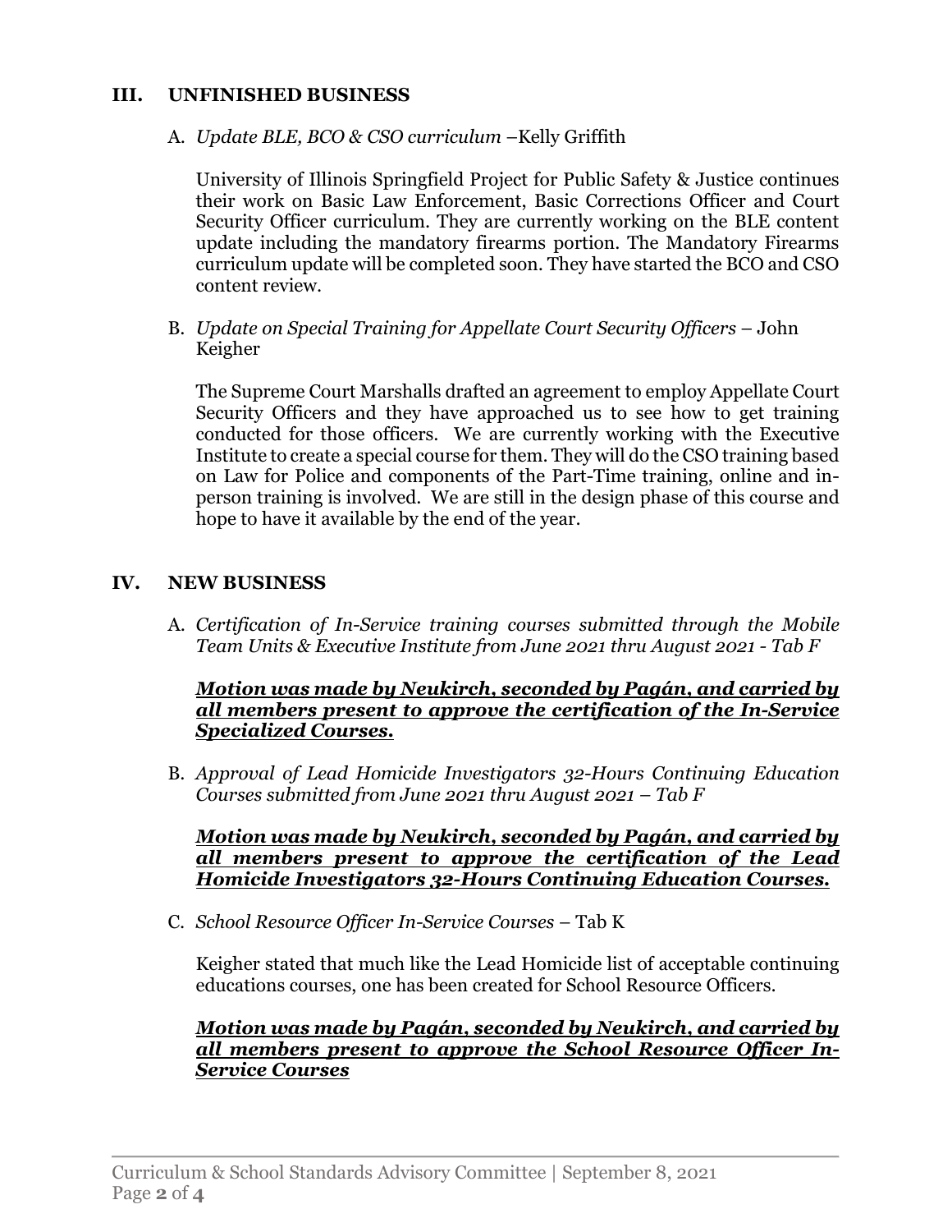## III. UNFINISHED BUSINESS

A. *Update BLE, BCO & CSO curriculum* –Kelly Griffith

University of Illinois Springfield Project for Public Safety & Justice continues their work on Basic Law Enforcement, Basic Corrections Officer and Court Security Officer curriculum. They are currently working on the BLE content update including the mandatory firearms portion. The Mandatory Firearms curriculum update will be completed soon. They have started the BCO and CSO content review.

B. *Update on Special Training for Appellate Court Security Officers* – John Keigher

The Supreme Court Marshalls drafted an agreement to employ Appellate Court Security Officers and they have approached us to see how to get training conducted for those officers. We are currently working with the Executive Institute to create a special course for them. They will do the CSO training based on Law for Police and components of the Part-Time training, online and in-person training is involved. We are still in the design phase of this course and hope to have it available by the end of the year.

## IV. NEW BUSINESS

A. *Certification of In-Service training courses submitted through the Mobile Team Units & Executive Institute from June 2021 thru August 2021 - Tab F*

***Motion was made by Neukirch, seconded by Pagán, and carried by all members present to approve the certification of the In-Service Specialized Courses.***

B. *Approval of Lead Homicide Investigators 32-Hours Continuing Education Courses submitted from June 2021 thru August 2021 – Tab F*

***Motion was made by Neukirch, seconded by Pagán, and carried by all members present to approve the certification of the Lead Homicide Investigators 32-Hours Continuing Education Courses.***

C. *School Resource Officer In-Service Courses* – Tab K

Keigher stated that much like the Lead Homicide list of acceptable continuing educations courses, one has been created for School Resource Officers.

***Motion was made by Pagán, seconded by Neukirch, and carried by all members present to approve the School Resource Officer In-Service Courses***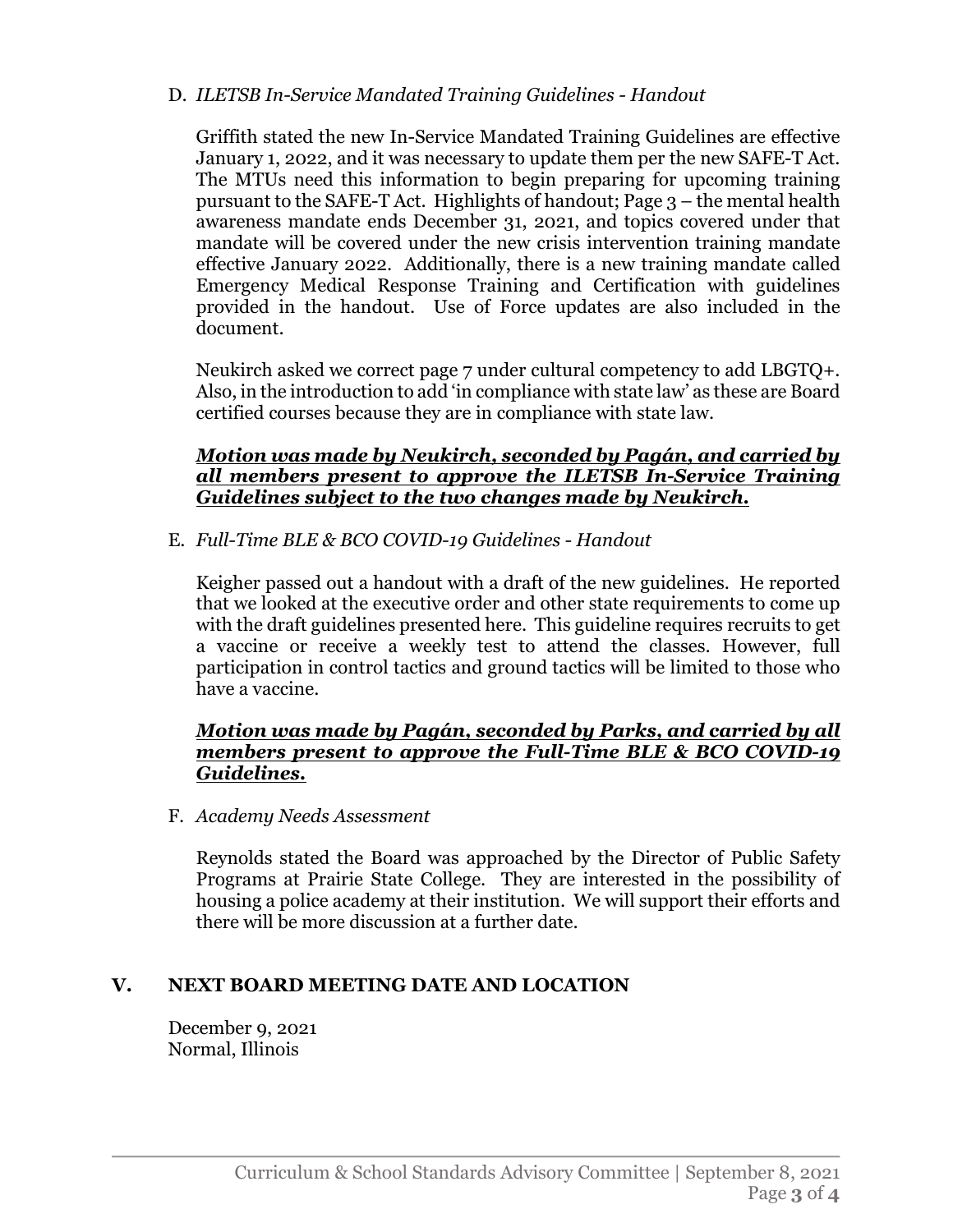D. *ILETSB In-Service Mandated Training Guidelines - Handout*

Griffith stated the new In-Service Mandated Training Guidelines are effective January 1, 2022, and it was necessary to update them per the new SAFE-T Act. The MTUs need this information to begin preparing for upcoming training pursuant to the SAFE-T Act. Highlights of handout; Page 3 – the mental health awareness mandate ends December 31, 2021, and topics covered under that mandate will be covered under the new crisis intervention training mandate effective January 2022. Additionally, there is a new training mandate called Emergency Medical Response Training and Certification with guidelines provided in the handout. Use of Force updates are also included in the document.

Neukirch asked we correct page 7 under cultural competency to add LBGTQ+. Also, in the introduction to add 'in compliance with state law' as these are Board certified courses because they are in compliance with state law.

***Motion was made by Neukirch, seconded by Pagán, and carried by all members present to approve the ILETSB In-Service Training Guidelines subject to the two changes made by Neukirch.***

E. *Full-Time BLE & BCO COVID-19 Guidelines - Handout*

Keigher passed out a handout with a draft of the new guidelines. He reported that we looked at the executive order and other state requirements to come up with the draft guidelines presented here. This guideline requires recruits to get a vaccine or receive a weekly test to attend the classes. However, full participation in control tactics and ground tactics will be limited to those who have a vaccine.

***Motion was made by Pagán, seconded by Parks, and carried by all members present to approve the Full-Time BLE & BCO COVID-19 Guidelines.***

F. *Academy Needs Assessment*

Reynolds stated the Board was approached by the Director of Public Safety Programs at Prairie State College. They are interested in the possibility of housing a police academy at their institution. We will support their efforts and there will be more discussion at a further date.

## V. NEXT BOARD MEETING DATE AND LOCATION

December 9, 2021
Normal, Illinois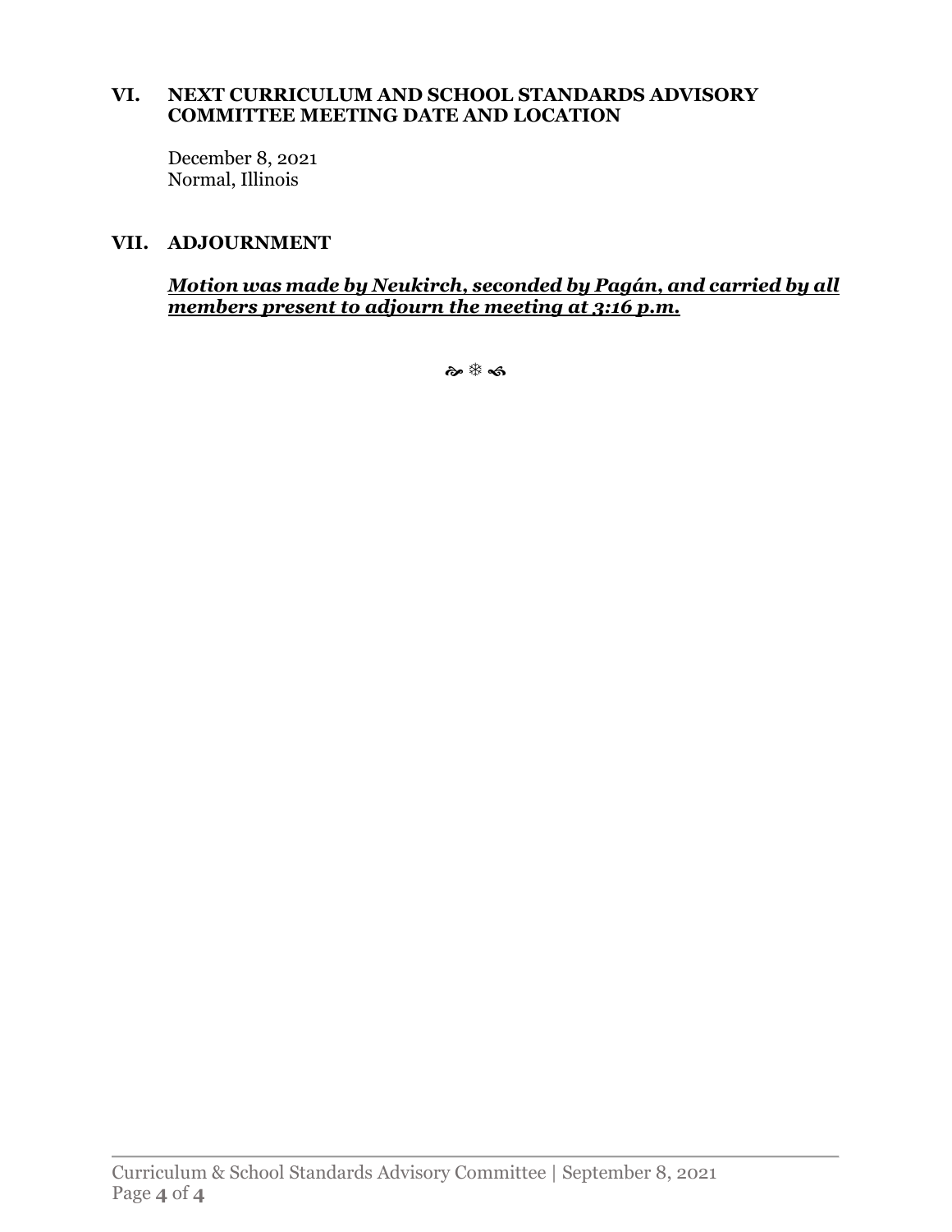## VI. NEXT CURRICULUM AND SCHOOL STANDARDS ADVISORY COMMITTEE MEETING DATE AND LOCATION

December 8, 2021
Normal, Illinois

## VII. ADJOURNMENT

***Motion was made by Neukirch, seconded by Pagán, and carried by all members present to adjourn the meeting at 3:16 p.m.***

☙ ❄ ❧